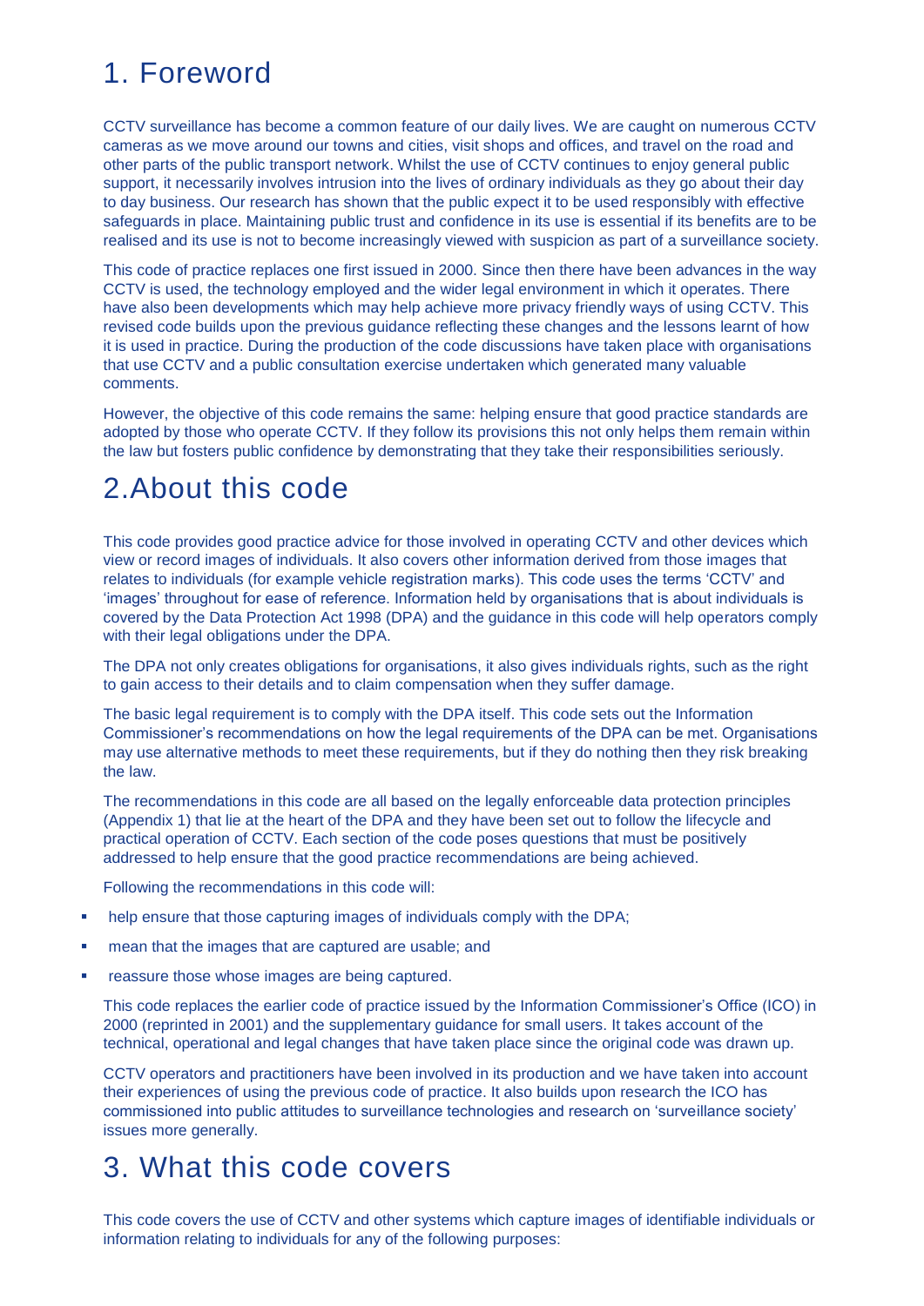# 1. Foreword

CCTV surveillance has become a common feature of our daily lives. We are caught on numerous CCTV cameras as we move around our towns and cities, visit shops and offices, and travel on the road and other parts of the public transport network. Whilst the use of CCTV continues to enjoy general public support, it necessarily involves intrusion into the lives of ordinary individuals as they go about their day to day business. Our research has shown that the public expect it to be used responsibly with effective safeguards in place. Maintaining public trust and confidence in its use is essential if its benefits are to be realised and its use is not to become increasingly viewed with suspicion as part of a surveillance society.

This code of practice replaces one first issued in 2000. Since then there have been advances in the way CCTV is used, the technology employed and the wider legal environment in which it operates. There have also been developments which may help achieve more privacy friendly ways of using CCTV. This revised code builds upon the previous guidance reflecting these changes and the lessons learnt of how it is used in practice. During the production of the code discussions have taken place with organisations that use CCTV and a public consultation exercise undertaken which generated many valuable comments.

However, the objective of this code remains the same: helping ensure that good practice standards are adopted by those who operate CCTV. If they follow its provisions this not only helps them remain within the law but fosters public confidence by demonstrating that they take their responsibilities seriously.

# 2.About this code

This code provides good practice advice for those involved in operating CCTV and other devices which view or record images of individuals. It also covers other information derived from those images that relates to individuals (for example vehicle registration marks). This code uses the terms 'CCTV' and 'images' throughout for ease of reference. Information held by organisations that is about individuals is covered by the Data Protection Act 1998 (DPA) and the guidance in this code will help operators comply with their legal obligations under the DPA.

The DPA not only creates obligations for organisations, it also gives individuals rights, such as the right to gain access to their details and to claim compensation when they suffer damage.

The basic legal requirement is to comply with the DPA itself. This code sets out the Information Commissioner's recommendations on how the legal requirements of the DPA can be met. Organisations may use alternative methods to meet these requirements, but if they do nothing then they risk breaking the law.

The recommendations in this code are all based on the legally enforceable data protection principles (Appendix 1) that lie at the heart of the DPA and they have been set out to follow the lifecycle and practical operation of CCTV. Each section of the code poses questions that must be positively addressed to help ensure that the good practice recommendations are being achieved.

Following the recommendations in this code will:

- help ensure that those capturing images of individuals comply with the DPA;
- mean that the images that are captured are usable; and
- reassure those whose images are being captured.

This code replaces the earlier code of practice issued by the Information Commissioner's Office (ICO) in 2000 (reprinted in 2001) and the supplementary guidance for small users. It takes account of the technical, operational and legal changes that have taken place since the original code was drawn up.

CCTV operators and practitioners have been involved in its production and we have taken into account their experiences of using the previous code of practice. It also builds upon research the ICO has commissioned into public attitudes to surveillance technologies and research on 'surveillance society' issues more generally.

# 3. What this code covers

This code covers the use of CCTV and other systems which capture images of identifiable individuals or information relating to individuals for any of the following purposes: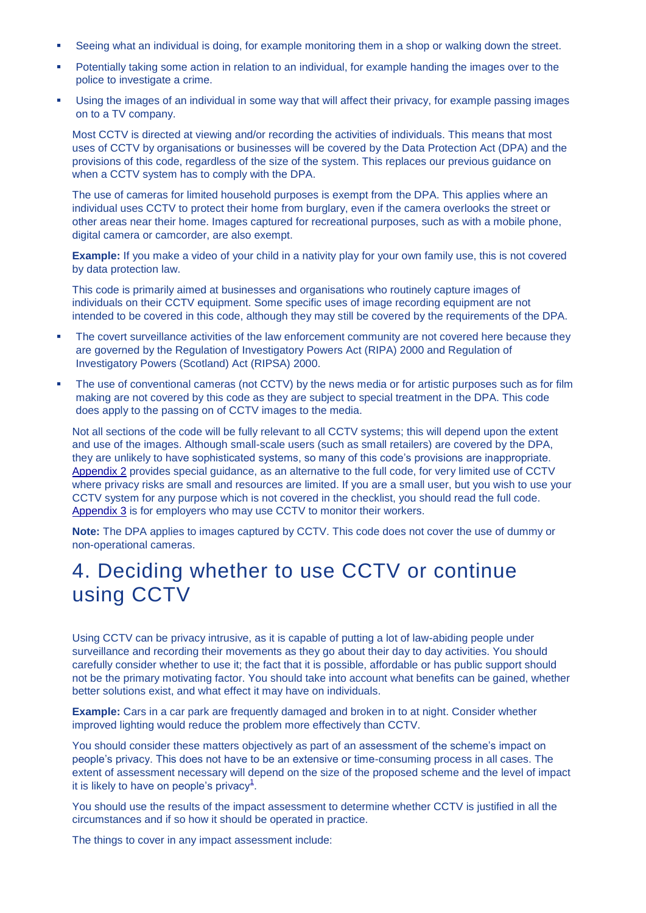- Seeing what an individual is doing, for example monitoring them in a shop or walking down the street.
- Potentially taking some action in relation to an individual, for example handing the images over to the police to investigate a crime.
- Using the images of an individual in some way that will affect their privacy, for example passing images on to a TV company.

Most CCTV is directed at viewing and/or recording the activities of individuals. This means that most uses of CCTV by organisations or businesses will be covered by the Data Protection Act (DPA) and the provisions of this code, regardless of the size of the system. This replaces our previous guidance on when a CCTV system has to comply with the DPA.

The use of cameras for limited household purposes is exempt from the DPA. This applies where an individual uses CCTV to protect their home from burglary, even if the camera overlooks the street or other areas near their home. Images captured for recreational purposes, such as with a mobile phone, digital camera or camcorder, are also exempt.

**Example:** If you make a video of your child in a nativity play for your own family use, this is not covered by data protection law.

This code is primarily aimed at businesses and organisations who routinely capture images of individuals on their CCTV equipment. Some specific uses of image recording equipment are not intended to be covered in this code, although they may still be covered by the requirements of the DPA.

- The covert surveillance activities of the law enforcement community are not covered here because they are governed by the Regulation of Investigatory Powers Act (RIPA) 2000 and Regulation of Investigatory Powers (Scotland) Act (RIPSA) 2000.
- The use of conventional cameras (not CCTV) by the news media or for artistic purposes such as for film making are not covered by this code as they are subject to special treatment in the DPA. This code does apply to the passing on of CCTV images to the media.

Not all sections of the code will be fully relevant to all CCTV systems; this will depend upon the extent and use of the images. Although small-scale users (such as small retailers) are covered by the DPA, they are unlikely to have sophisticated systems, so many of this code's provisions are inappropriate. Appendix 2 provides special guidance, as an alternative to the full code, for very limited use of CCTV where privacy risks are small and resources are limited. If you are a small user, but you wish to use your CCTV system for any purpose which is not covered in the checklist, you should read the full code. Appendix 3 is for employers who may use CCTV to monitor their workers.

**Note:** The DPA applies to images captured by CCTV. This code does not cover the use of dummy or non-operational cameras.

# 4. Deciding whether to use CCTV or continue using CCTV

Using CCTV can be privacy intrusive, as it is capable of putting a lot of law-abiding people under surveillance and recording their movements as they go about their day to day activities. You should carefully consider whether to use it; the fact that it is possible, affordable or has public support should not be the primary motivating factor. You should take into account what benefits can be gained, whether better solutions exist, and what effect it may have on individuals.

**Example:** Cars in a car park are frequently damaged and broken in to at night. Consider whether improved lighting would reduce the problem more effectively than CCTV.

You should consider these matters objectively as part of an assessment of the scheme's impact on people's privacy. This does not have to be an extensive or time-consuming process in all cases. The extent of assessment necessary will depend on the size of the proposed scheme and the level of impact it is likely to have on people's privacy[1].

You should use the results of the impact assessment to determine whether CCTV is justified in all the circumstances and if so how it should be operated in practice.

The things to cover in any impact assessment include: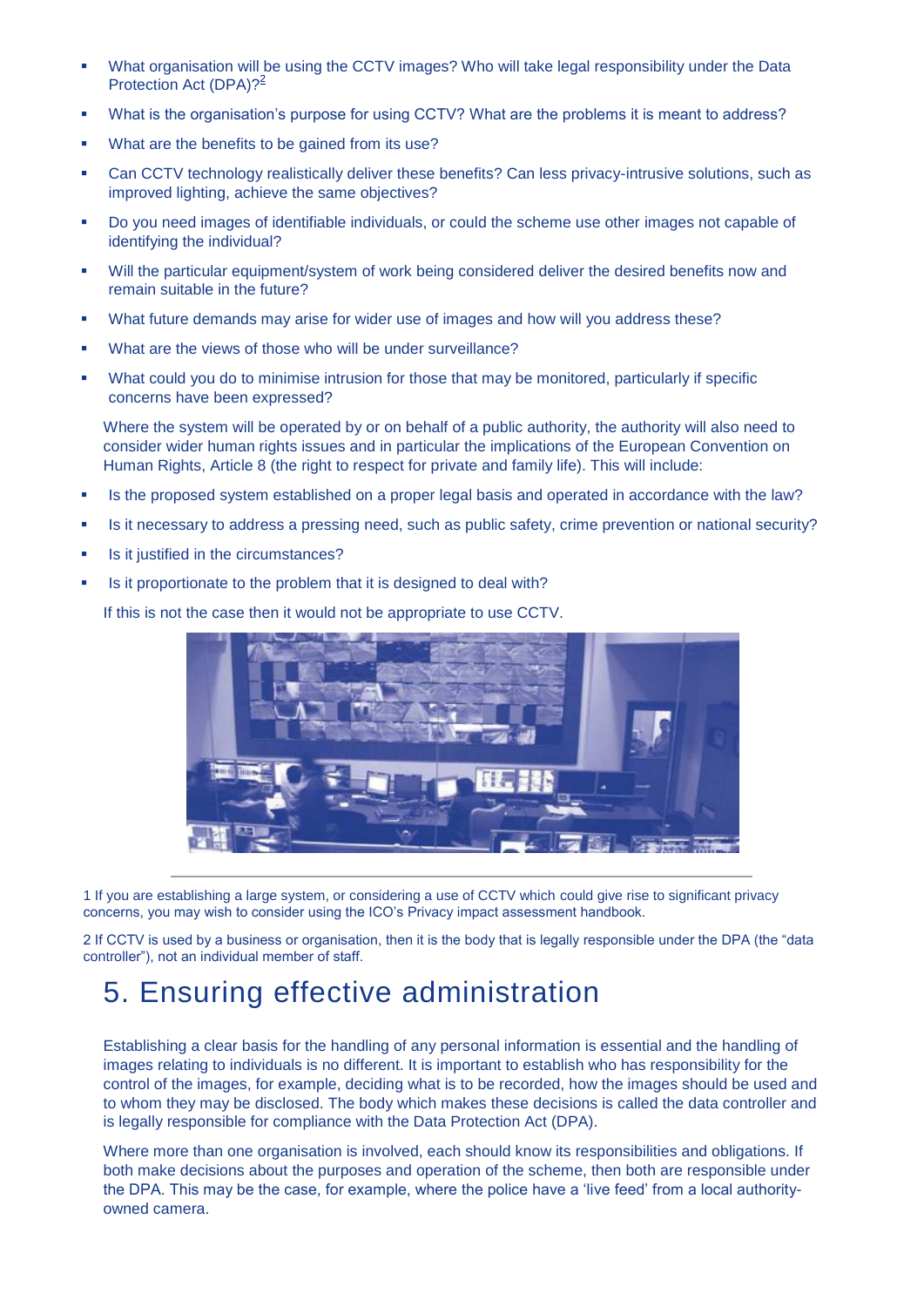- What organisation will be using the CCTV images? Who will take legal responsibility under the Data Protection Act (DPA)?[2]
- What is the organisation's purpose for using CCTV? What are the problems it is meant to address?
- What are the benefits to be gained from its use?
- Can CCTV technology realistically deliver these benefits? Can less privacy-intrusive solutions, such as improved lighting, achieve the same objectives?
- Do you need images of identifiable individuals, or could the scheme use other images not capable of identifying the individual?
- Will the particular equipment/system of work being considered deliver the desired benefits now and remain suitable in the future?
- What future demands may arise for wider use of images and how will you address these?
- What are the views of those who will be under surveillance?
- What could you do to minimise intrusion for those that may be monitored, particularly if specific concerns have been expressed?

Where the system will be operated by or on behalf of a public authority, the authority will also need to consider wider human rights issues and in particular the implications of the European Convention on Human Rights, Article 8 (the right to respect for private and family life). This will include:

- Is the proposed system established on a proper legal basis and operated in accordance with the law?
- Is it necessary to address a pressing need, such as public safety, crime prevention or national security?
- Is it justified in the circumstances?
- Is it proportionate to the problem that it is designed to deal with?

If this is not the case then it would not be appropriate to use CCTV.

---

1 If you are establishing a large system, or considering a use of CCTV which could give rise to significant privacy concerns, you may wish to consider using the ICO's Privacy impact assessment handbook.

2 If CCTV is used by a business or organisation, then it is the body that is legally responsible under the DPA (the "data controller"), not an individual member of staff.

# 5. Ensuring effective administration

Establishing a clear basis for the handling of any personal information is essential and the handling of images relating to individuals is no different. It is important to establish who has responsibility for the control of the images, for example, deciding what is to be recorded, how the images should be used and to whom they may be disclosed. The body which makes these decisions is called the data controller and is legally responsible for compliance with the Data Protection Act (DPA).

Where more than one organisation is involved, each should know its responsibilities and obligations. If both make decisions about the purposes and operation of the scheme, then both are responsible under the DPA. This may be the case, for example, where the police have a 'live feed' from a local authority-owned camera.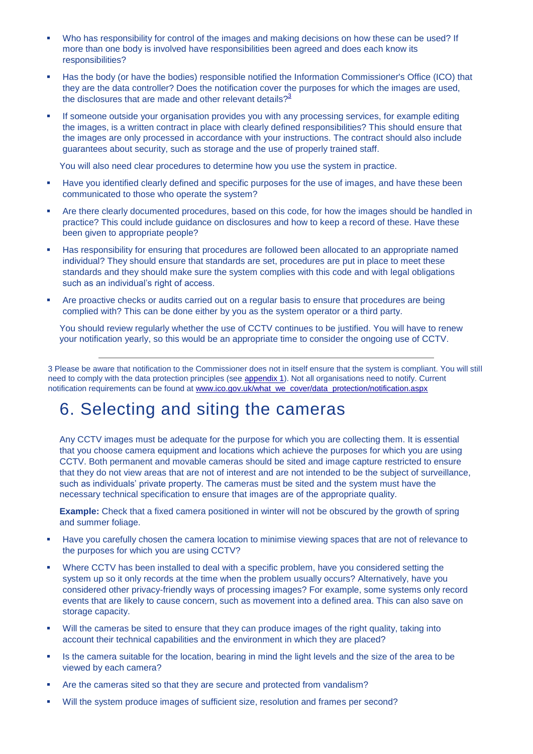- Who has responsibility for control of the images and making decisions on how these can be used? If more than one body is involved have responsibilities been agreed and does each know its responsibilities?
- Has the body (or have the bodies) responsible notified the Information Commissioner's Office (ICO) that they are the data controller? Does the notification cover the purposes for which the images are used, the disclosures that are made and other relevant details?[3]
- If someone outside your organisation provides you with any processing services, for example editing the images, is a written contract in place with clearly defined responsibilities? This should ensure that the images are only processed in accordance with your instructions. The contract should also include guarantees about security, such as storage and the use of properly trained staff.

You will also need clear procedures to determine how you use the system in practice.

- Have you identified clearly defined and specific purposes for the use of images, and have these been communicated to those who operate the system?
- Are there clearly documented procedures, based on this code, for how the images should be handled in practice? This could include guidance on disclosures and how to keep a record of these. Have these been given to appropriate people?
- Has responsibility for ensuring that procedures are followed been allocated to an appropriate named individual? They should ensure that standards are set, procedures are put in place to meet these standards and they should make sure the system complies with this code and with legal obligations such as an individual's right of access.
- Are proactive checks or audits carried out on a regular basis to ensure that procedures are being complied with? This can be done either by you as the system operator or a third party.

You should review regularly whether the use of CCTV continues to be justified. You will have to renew your notification yearly, so this would be an appropriate time to consider the ongoing use of CCTV.

---

3 Please be aware that notification to the Commissioner does not in itself ensure that the system is compliant. You will still need to comply with the data protection principles (see appendix 1). Not all organisations need to notify. Current notification requirements can be found at www.ico.gov.uk/what_we_cover/data_protection/notification.aspx

# 6. Selecting and siting the cameras

Any CCTV images must be adequate for the purpose for which you are collecting them. It is essential that you choose camera equipment and locations which achieve the purposes for which you are using CCTV. Both permanent and movable cameras should be sited and image capture restricted to ensure that they do not view areas that are not of interest and are not intended to be the subject of surveillance, such as individuals' private property. The cameras must be sited and the system must have the necessary technical specification to ensure that images are of the appropriate quality.

**Example:** Check that a fixed camera positioned in winter will not be obscured by the growth of spring and summer foliage.

- Have you carefully chosen the camera location to minimise viewing spaces that are not of relevance to the purposes for which you are using CCTV?
- Where CCTV has been installed to deal with a specific problem, have you considered setting the system up so it only records at the time when the problem usually occurs? Alternatively, have you considered other privacy-friendly ways of processing images? For example, some systems only record events that are likely to cause concern, such as movement into a defined area. This can also save on storage capacity.
- Will the cameras be sited to ensure that they can produce images of the right quality, taking into account their technical capabilities and the environment in which they are placed?
- Is the camera suitable for the location, bearing in mind the light levels and the size of the area to be viewed by each camera?
- Are the cameras sited so that they are secure and protected from vandalism?
- Will the system produce images of sufficient size, resolution and frames per second?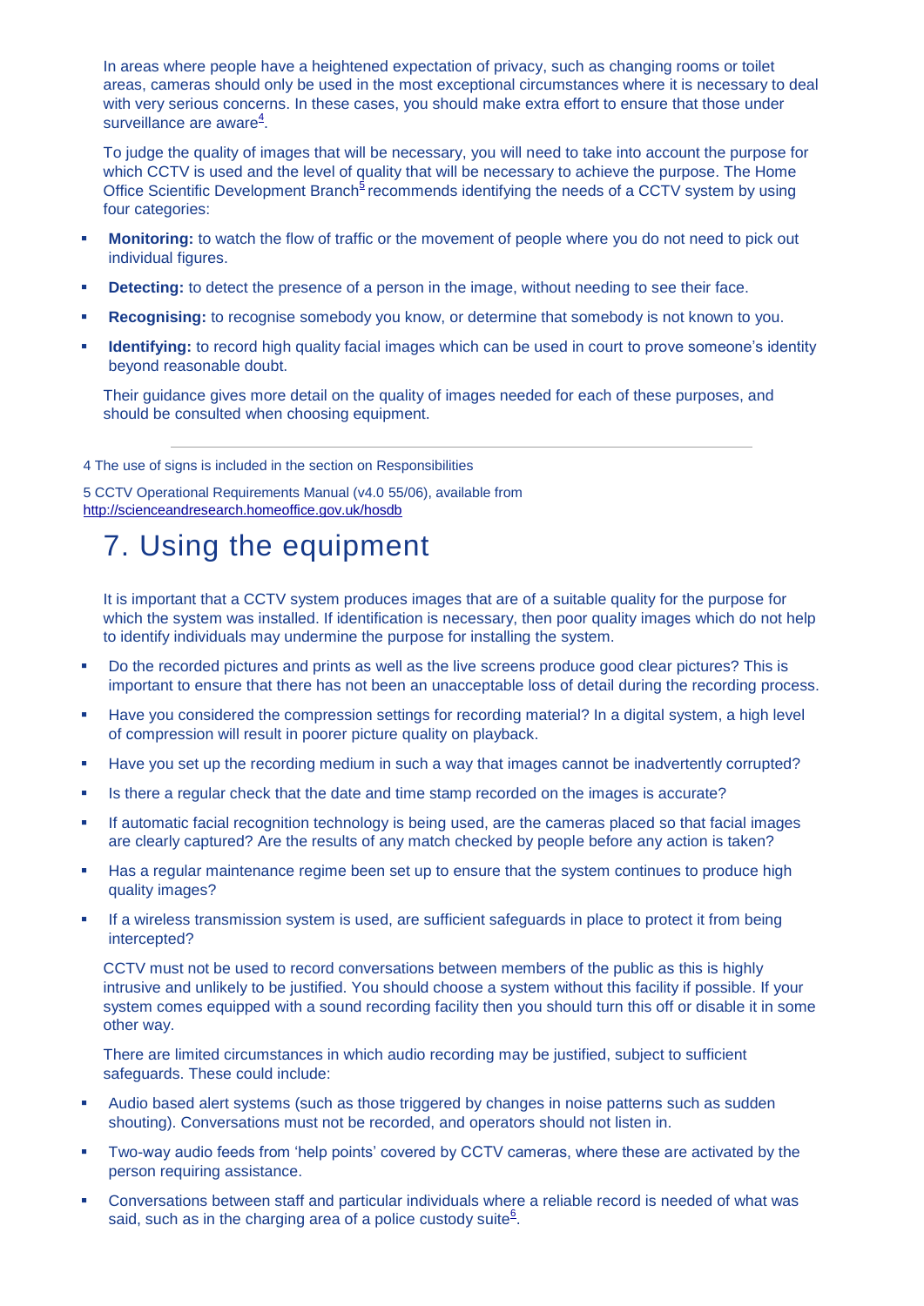In areas where people have a heightened expectation of privacy, such as changing rooms or toilet areas, cameras should only be used in the most exceptional circumstances where it is necessary to deal with very serious concerns. In these cases, you should make extra effort to ensure that those under surveillance are aware[4].

To judge the quality of images that will be necessary, you will need to take into account the purpose for which CCTV is used and the level of quality that will be necessary to achieve the purpose. The Home Office Scientific Development Branch[5] recommends identifying the needs of a CCTV system by using four categories:

- **Monitoring:** to watch the flow of traffic or the movement of people where you do not need to pick out individual figures.
- **Detecting:** to detect the presence of a person in the image, without needing to see their face.
- **Recognising:** to recognise somebody you know, or determine that somebody is not known to you.
- **Identifying:** to record high quality facial images which can be used in court to prove someone's identity beyond reasonable doubt.

Their guidance gives more detail on the quality of images needed for each of these purposes, and should be consulted when choosing equipment.

---

4 The use of signs is included in the section on Responsibilities

5 CCTV Operational Requirements Manual (v4.0 55/06), available from http://scienceandresearch.homeoffice.gov.uk/hosdb

# 7. Using the equipment

It is important that a CCTV system produces images that are of a suitable quality for the purpose for which the system was installed. If identification is necessary, then poor quality images which do not help to identify individuals may undermine the purpose for installing the system.

- Do the recorded pictures and prints as well as the live screens produce good clear pictures? This is important to ensure that there has not been an unacceptable loss of detail during the recording process.
- Have you considered the compression settings for recording material? In a digital system, a high level of compression will result in poorer picture quality on playback.
- Have you set up the recording medium in such a way that images cannot be inadvertently corrupted?
- Is there a regular check that the date and time stamp recorded on the images is accurate?
- If automatic facial recognition technology is being used, are the cameras placed so that facial images are clearly captured? Are the results of any match checked by people before any action is taken?
- Has a regular maintenance regime been set up to ensure that the system continues to produce high quality images?
- If a wireless transmission system is used, are sufficient safeguards in place to protect it from being intercepted?

CCTV must not be used to record conversations between members of the public as this is highly intrusive and unlikely to be justified. You should choose a system without this facility if possible. If your system comes equipped with a sound recording facility then you should turn this off or disable it in some other way.

There are limited circumstances in which audio recording may be justified, subject to sufficient safeguards. These could include:

- Audio based alert systems (such as those triggered by changes in noise patterns such as sudden shouting). Conversations must not be recorded, and operators should not listen in.
- Two-way audio feeds from 'help points' covered by CCTV cameras, where these are activated by the person requiring assistance.
- Conversations between staff and particular individuals where a reliable record is needed of what was said, such as in the charging area of a police custody suite[6].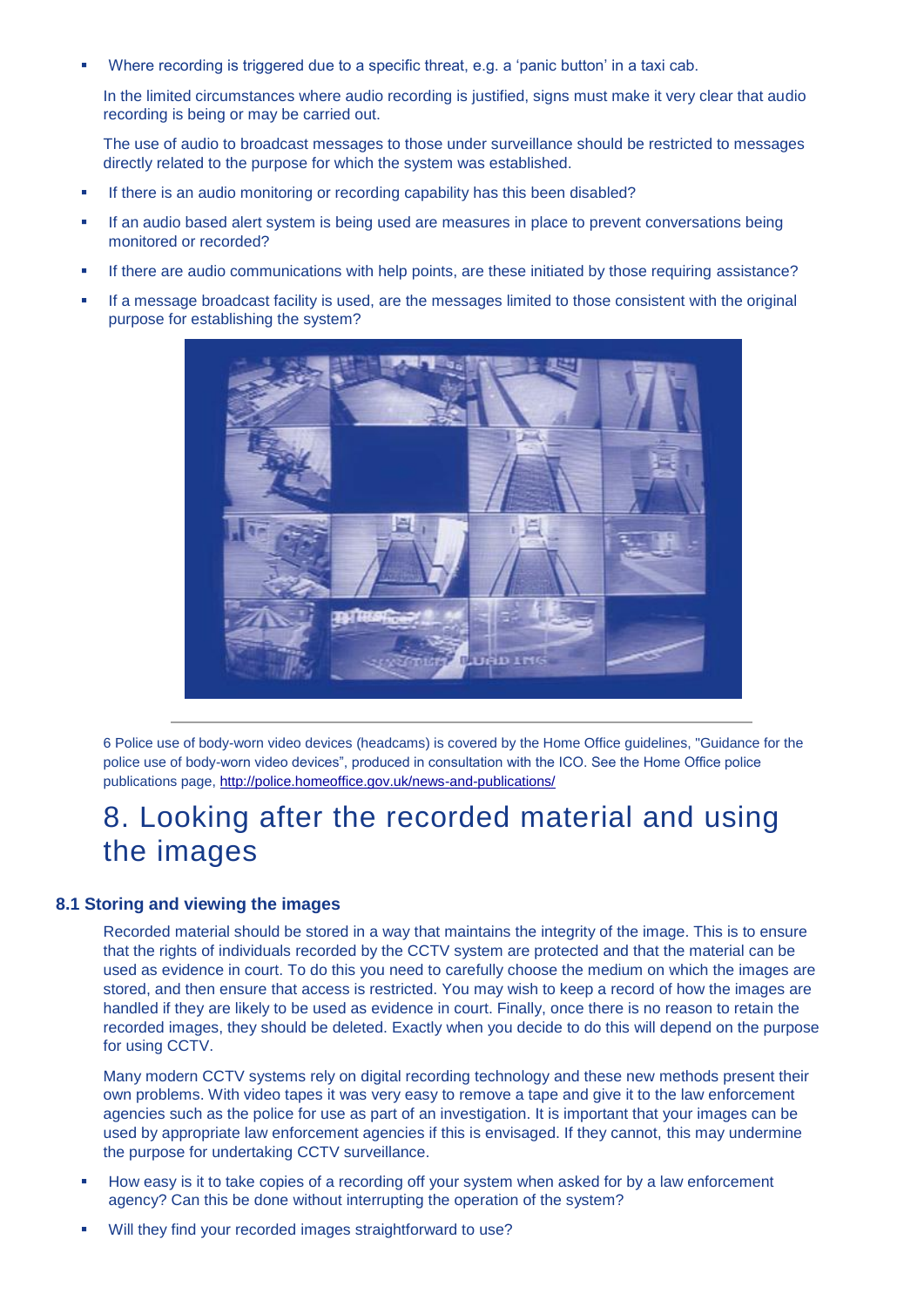- Where recording is triggered due to a specific threat, e.g. a 'panic button' in a taxi cab.

  In the limited circumstances where audio recording is justified, signs must make it very clear that audio recording is being or may be carried out.

  The use of audio to broadcast messages to those under surveillance should be restricted to messages directly related to the purpose for which the system was established.

- If there is an audio monitoring or recording capability has this been disabled?
- If an audio based alert system is being used are measures in place to prevent conversations being monitored or recorded?
- If there are audio communications with help points, are these initiated by those requiring assistance?
- If a message broadcast facility is used, are the messages limited to those consistent with the original purpose for establishing the system?

---

6 Police use of body-worn video devices (headcams) is covered by the Home Office guidelines, "Guidance for the police use of body-worn video devices", produced in consultation with the ICO. See the Home Office police publications page, http://police.homeoffice.gov.uk/news-and-publications/

# 8. Looking after the recorded material and using the images

### 8.1 Storing and viewing the images

Recorded material should be stored in a way that maintains the integrity of the image. This is to ensure that the rights of individuals recorded by the CCTV system are protected and that the material can be used as evidence in court. To do this you need to carefully choose the medium on which the images are stored, and then ensure that access is restricted. You may wish to keep a record of how the images are handled if they are likely to be used as evidence in court. Finally, once there is no reason to retain the recorded images, they should be deleted. Exactly when you decide to do this will depend on the purpose for using CCTV.

Many modern CCTV systems rely on digital recording technology and these new methods present their own problems. With video tapes it was very easy to remove a tape and give it to the law enforcement agencies such as the police for use as part of an investigation. It is important that your images can be used by appropriate law enforcement agencies if this is envisaged. If they cannot, this may undermine the purpose for undertaking CCTV surveillance.

- How easy is it to take copies of a recording off your system when asked for by a law enforcement agency? Can this be done without interrupting the operation of the system?
- Will they find your recorded images straightforward to use?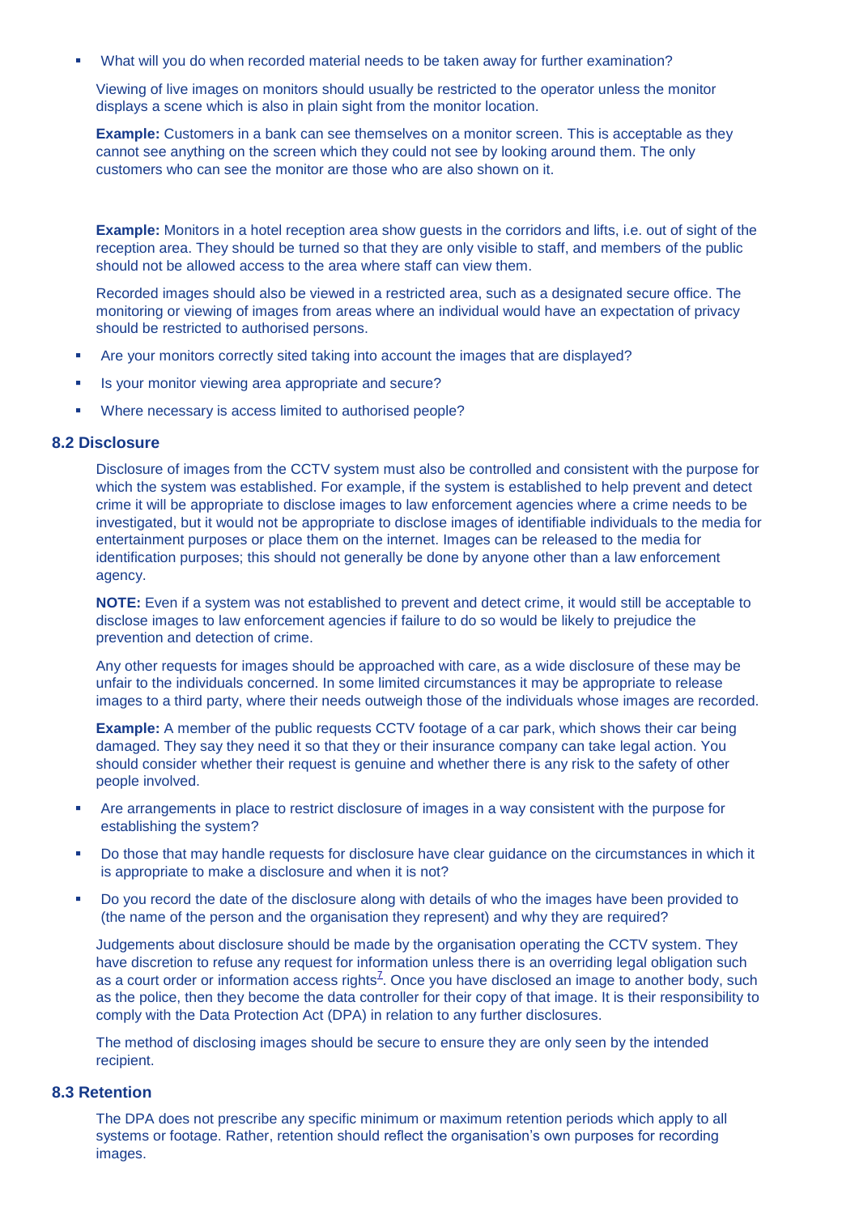- What will you do when recorded material needs to be taken away for further examination?

Viewing of live images on monitors should usually be restricted to the operator unless the monitor displays a scene which is also in plain sight from the monitor location.

**Example:** Customers in a bank can see themselves on a monitor screen. This is acceptable as they cannot see anything on the screen which they could not see by looking around them. The only customers who can see the monitor are those who are also shown on it.

**Example:** Monitors in a hotel reception area show guests in the corridors and lifts, i.e. out of sight of the reception area. They should be turned so that they are only visible to staff, and members of the public should not be allowed access to the area where staff can view them.

Recorded images should also be viewed in a restricted area, such as a designated secure office. The monitoring or viewing of images from areas where an individual would have an expectation of privacy should be restricted to authorised persons.

- Are your monitors correctly sited taking into account the images that are displayed?
- Is your monitor viewing area appropriate and secure?
- Where necessary is access limited to authorised people?

### 8.2 Disclosure

Disclosure of images from the CCTV system must also be controlled and consistent with the purpose for which the system was established. For example, if the system is established to help prevent and detect crime it will be appropriate to disclose images to law enforcement agencies where a crime needs to be investigated, but it would not be appropriate to disclose images of identifiable individuals to the media for entertainment purposes or place them on the internet. Images can be released to the media for identification purposes; this should not generally be done by anyone other than a law enforcement agency.

**NOTE:** Even if a system was not established to prevent and detect crime, it would still be acceptable to disclose images to law enforcement agencies if failure to do so would be likely to prejudice the prevention and detection of crime.

Any other requests for images should be approached with care, as a wide disclosure of these may be unfair to the individuals concerned. In some limited circumstances it may be appropriate to release images to a third party, where their needs outweigh those of the individuals whose images are recorded.

**Example:** A member of the public requests CCTV footage of a car park, which shows their car being damaged. They say they need it so that they or their insurance company can take legal action. You should consider whether their request is genuine and whether there is any risk to the safety of other people involved.

- Are arrangements in place to restrict disclosure of images in a way consistent with the purpose for establishing the system?
- Do those that may handle requests for disclosure have clear guidance on the circumstances in which it is appropriate to make a disclosure and when it is not?
- Do you record the date of the disclosure along with details of who the images have been provided to (the name of the person and the organisation they represent) and why they are required?

Judgements about disclosure should be made by the organisation operating the CCTV system. They have discretion to refuse any request for information unless there is an overriding legal obligation such as a court order or information access rights[7]. Once you have disclosed an image to another body, such as the police, then they become the data controller for their copy of that image. It is their responsibility to comply with the Data Protection Act (DPA) in relation to any further disclosures.

The method of disclosing images should be secure to ensure they are only seen by the intended recipient.

### 8.3 Retention

The DPA does not prescribe any specific minimum or maximum retention periods which apply to all systems or footage. Rather, retention should reflect the organisation's own purposes for recording images.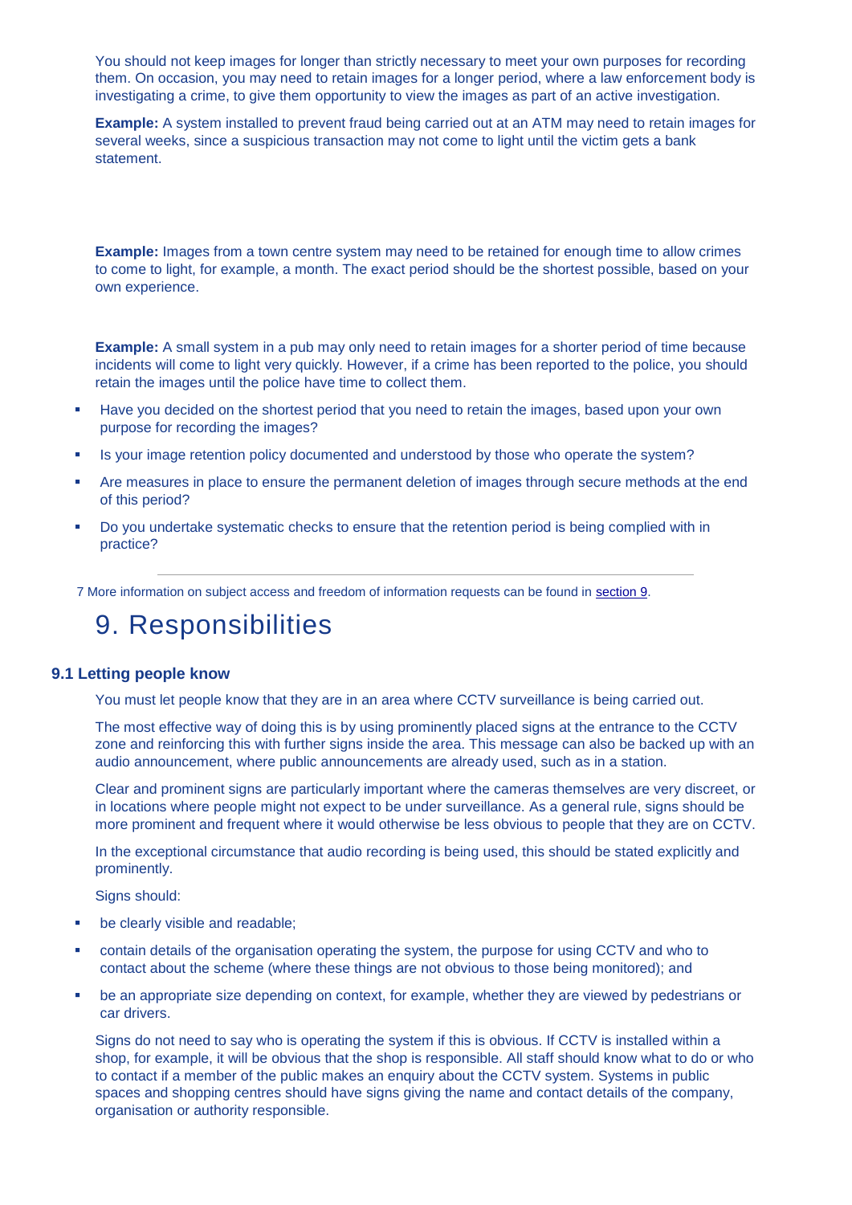You should not keep images for longer than strictly necessary to meet your own purposes for recording them. On occasion, you may need to retain images for a longer period, where a law enforcement body is investigating a crime, to give them opportunity to view the images as part of an active investigation.

**Example:** A system installed to prevent fraud being carried out at an ATM may need to retain images for several weeks, since a suspicious transaction may not come to light until the victim gets a bank statement.

**Example:** Images from a town centre system may need to be retained for enough time to allow crimes to come to light, for example, a month. The exact period should be the shortest possible, based on your own experience.

**Example:** A small system in a pub may only need to retain images for a shorter period of time because incidents will come to light very quickly. However, if a crime has been reported to the police, you should retain the images until the police have time to collect them.

- Have you decided on the shortest period that you need to retain the images, based upon your own purpose for recording the images?
- Is your image retention policy documented and understood by those who operate the system?
- Are measures in place to ensure the permanent deletion of images through secure methods at the end of this period?
- Do you undertake systematic checks to ensure that the retention period is being complied with in practice?

---

7 More information on subject access and freedom of information requests can be found in section 9.

# 9. Responsibilities

## 9.1 Letting people know

You must let people know that they are in an area where CCTV surveillance is being carried out.

The most effective way of doing this is by using prominently placed signs at the entrance to the CCTV zone and reinforcing this with further signs inside the area. This message can also be backed up with an audio announcement, where public announcements are already used, such as in a station.

Clear and prominent signs are particularly important where the cameras themselves are very discreet, or in locations where people might not expect to be under surveillance. As a general rule, signs should be more prominent and frequent where it would otherwise be less obvious to people that they are on CCTV.

In the exceptional circumstance that audio recording is being used, this should be stated explicitly and prominently.

Signs should:

- be clearly visible and readable;
- contain details of the organisation operating the system, the purpose for using CCTV and who to contact about the scheme (where these things are not obvious to those being monitored); and
- be an appropriate size depending on context, for example, whether they are viewed by pedestrians or car drivers.

Signs do not need to say who is operating the system if this is obvious. If CCTV is installed within a shop, for example, it will be obvious that the shop is responsible. All staff should know what to do or who to contact if a member of the public makes an enquiry about the CCTV system. Systems in public spaces and shopping centres should have signs giving the name and contact details of the company, organisation or authority responsible.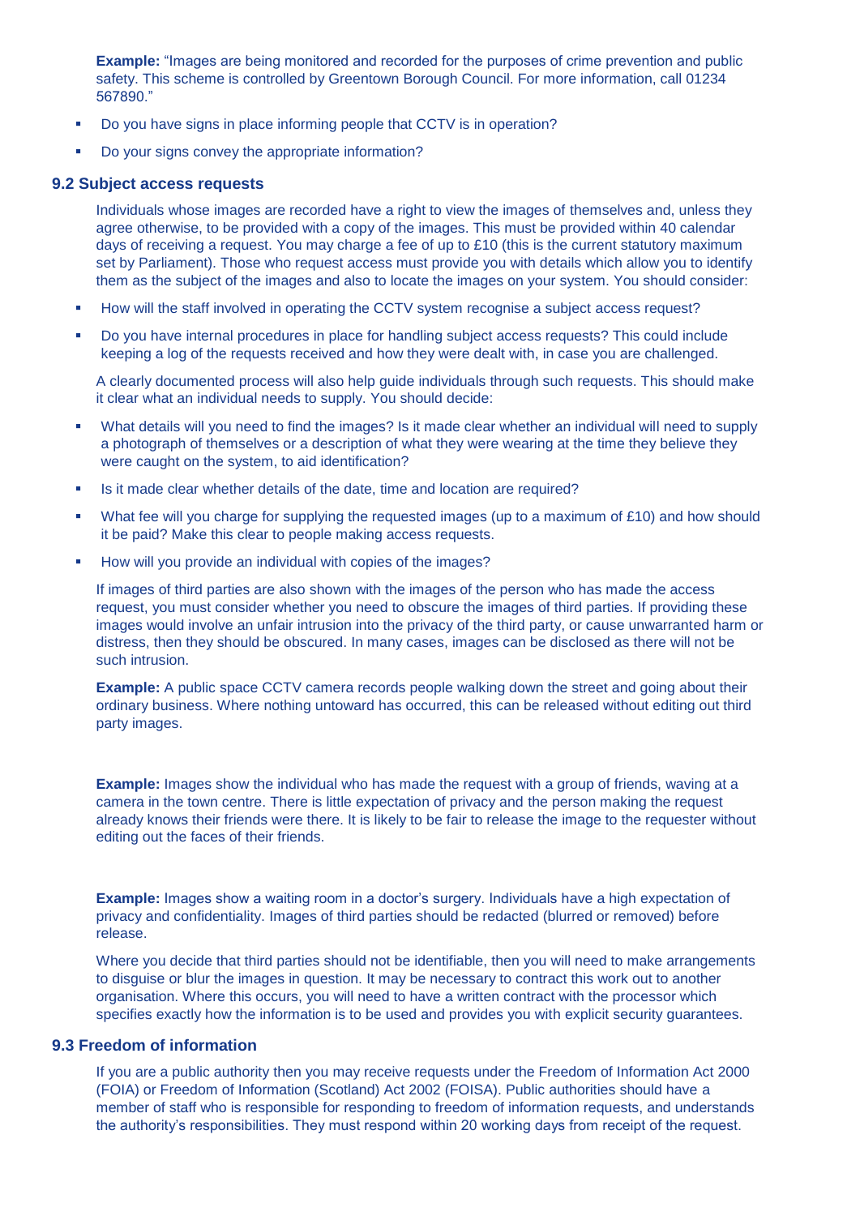**Example:** "Images are being monitored and recorded for the purposes of crime prevention and public safety. This scheme is controlled by Greentown Borough Council. For more information, call 01234 567890."

- Do you have signs in place informing people that CCTV is in operation?
- Do your signs convey the appropriate information?

### 9.2 Subject access requests

Individuals whose images are recorded have a right to view the images of themselves and, unless they agree otherwise, to be provided with a copy of the images. This must be provided within 40 calendar days of receiving a request. You may charge a fee of up to £10 (this is the current statutory maximum set by Parliament). Those who request access must provide you with details which allow you to identify them as the subject of the images and also to locate the images on your system. You should consider:

- How will the staff involved in operating the CCTV system recognise a subject access request?
- Do you have internal procedures in place for handling subject access requests? This could include keeping a log of the requests received and how they were dealt with, in case you are challenged.

A clearly documented process will also help guide individuals through such requests. This should make it clear what an individual needs to supply. You should decide:

- What details will you need to find the images? Is it made clear whether an individual will need to supply a photograph of themselves or a description of what they were wearing at the time they believe they were caught on the system, to aid identification?
- Is it made clear whether details of the date, time and location are required?
- What fee will you charge for supplying the requested images (up to a maximum of £10) and how should it be paid? Make this clear to people making access requests.
- How will you provide an individual with copies of the images?

If images of third parties are also shown with the images of the person who has made the access request, you must consider whether you need to obscure the images of third parties. If providing these images would involve an unfair intrusion into the privacy of the third party, or cause unwarranted harm or distress, then they should be obscured. In many cases, images can be disclosed as there will not be such intrusion.

**Example:** A public space CCTV camera records people walking down the street and going about their ordinary business. Where nothing untoward has occurred, this can be released without editing out third party images.

**Example:** Images show the individual who has made the request with a group of friends, waving at a camera in the town centre. There is little expectation of privacy and the person making the request already knows their friends were there. It is likely to be fair to release the image to the requester without editing out the faces of their friends.

**Example:** Images show a waiting room in a doctor's surgery. Individuals have a high expectation of privacy and confidentiality. Images of third parties should be redacted (blurred or removed) before release.

Where you decide that third parties should not be identifiable, then you will need to make arrangements to disguise or blur the images in question. It may be necessary to contract this work out to another organisation. Where this occurs, you will need to have a written contract with the processor which specifies exactly how the information is to be used and provides you with explicit security guarantees.

### 9.3 Freedom of information

If you are a public authority then you may receive requests under the Freedom of Information Act 2000 (FOIA) or Freedom of Information (Scotland) Act 2002 (FOISA). Public authorities should have a member of staff who is responsible for responding to freedom of information requests, and understands the authority's responsibilities. They must respond within 20 working days from receipt of the request.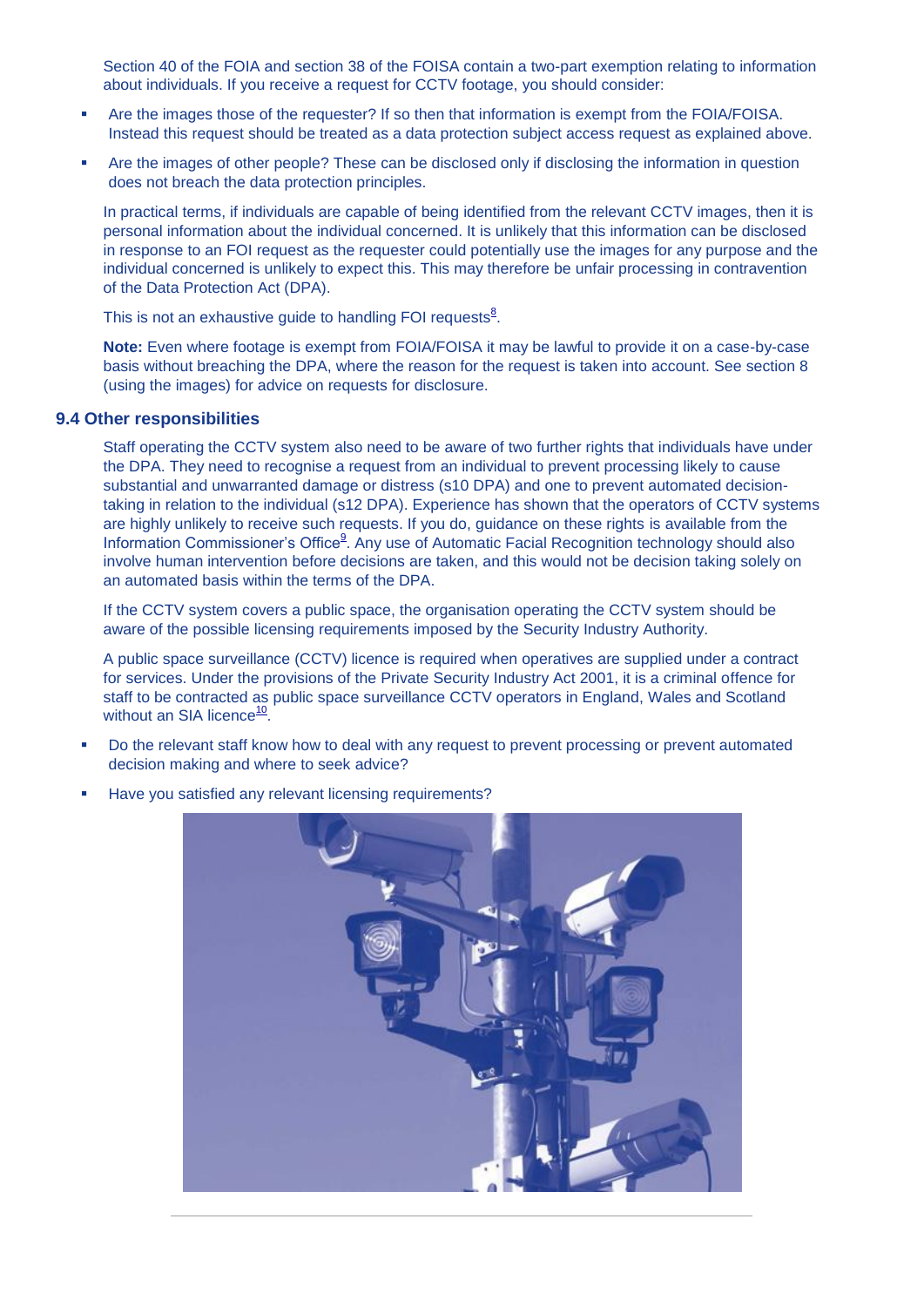Section 40 of the FOIA and section 38 of the FOISA contain a two-part exemption relating to information about individuals. If you receive a request for CCTV footage, you should consider:

- Are the images those of the requester? If so then that information is exempt from the FOIA/FOISA. Instead this request should be treated as a data protection subject access request as explained above.
- Are the images of other people? These can be disclosed only if disclosing the information in question does not breach the data protection principles.

In practical terms, if individuals are capable of being identified from the relevant CCTV images, then it is personal information about the individual concerned. It is unlikely that this information can be disclosed in response to an FOI request as the requester could potentially use the images for any purpose and the individual concerned is unlikely to expect this. This may therefore be unfair processing in contravention of the Data Protection Act (DPA).

This is not an exhaustive guide to handling FOI requests[8].

**Note:** Even where footage is exempt from FOIA/FOISA it may be lawful to provide it on a case-by-case basis without breaching the DPA, where the reason for the request is taken into account. See section 8 (using the images) for advice on requests for disclosure.

## 9.4 Other responsibilities

Staff operating the CCTV system also need to be aware of two further rights that individuals have under the DPA. They need to recognise a request from an individual to prevent processing likely to cause substantial and unwarranted damage or distress (s10 DPA) and one to prevent automated decision-taking in relation to the individual (s12 DPA). Experience has shown that the operators of CCTV systems are highly unlikely to receive such requests. If you do, guidance on these rights is available from the Information Commissioner's Office[9]. Any use of Automatic Facial Recognition technology should also involve human intervention before decisions are taken, and this would not be decision taking solely on an automated basis within the terms of the DPA.

If the CCTV system covers a public space, the organisation operating the CCTV system should be aware of the possible licensing requirements imposed by the Security Industry Authority.

A public space surveillance (CCTV) licence is required when operatives are supplied under a contract for services. Under the provisions of the Private Security Industry Act 2001, it is a criminal offence for staff to be contracted as public space surveillance CCTV operators in England, Wales and Scotland without an SIA licence[10].

- Do the relevant staff know how to deal with any request to prevent processing or prevent automated decision making and where to seek advice?
- Have you satisfied any relevant licensing requirements?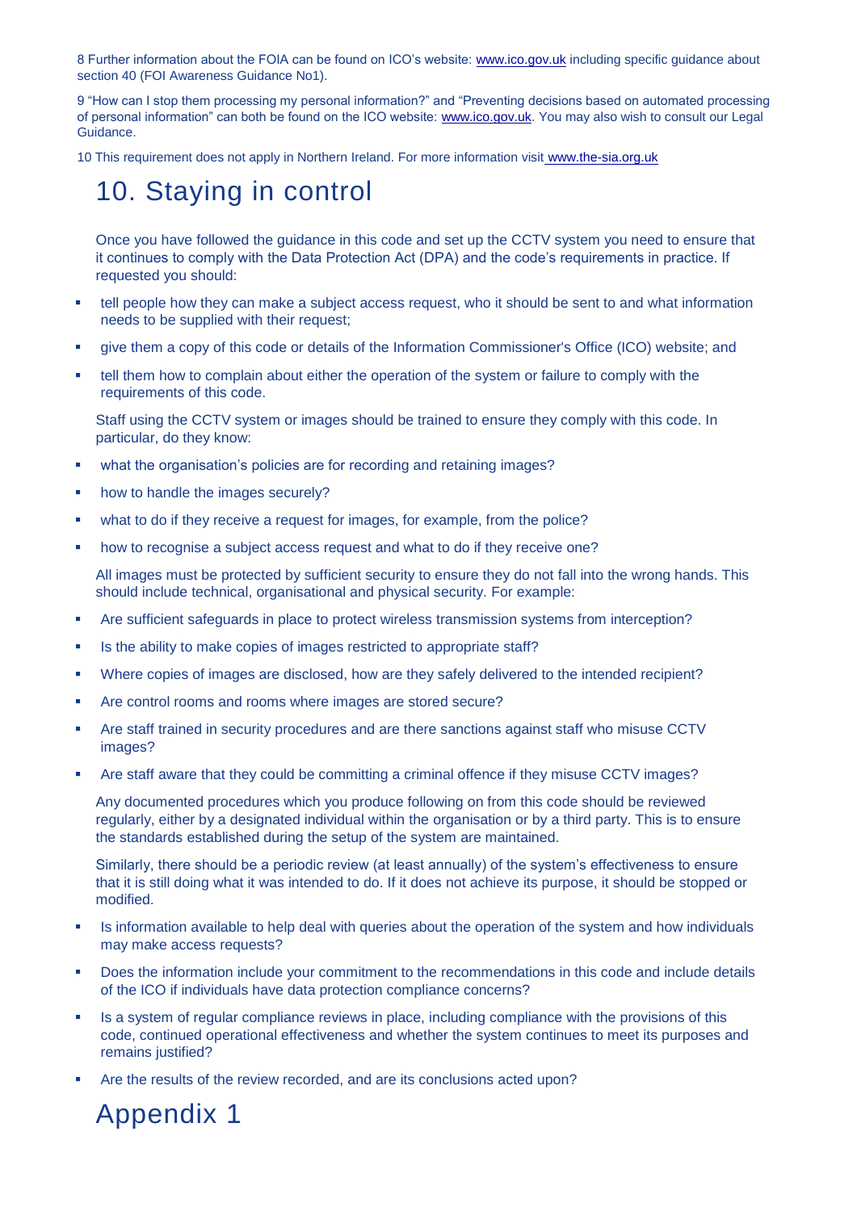8 Further information about the FOIA can be found on ICO's website: www.ico.gov.uk including specific guidance about section 40 (FOI Awareness Guidance No1).

9 "How can I stop them processing my personal information?" and "Preventing decisions based on automated processing of personal information" can both be found on the ICO website: www.ico.gov.uk. You may also wish to consult our Legal Guidance.

10 This requirement does not apply in Northern Ireland. For more information visit www.the-sia.org.uk

# 10. Staying in control

Once you have followed the guidance in this code and set up the CCTV system you need to ensure that it continues to comply with the Data Protection Act (DPA) and the code's requirements in practice. If requested you should:

- tell people how they can make a subject access request, who it should be sent to and what information needs to be supplied with their request;
- give them a copy of this code or details of the Information Commissioner's Office (ICO) website; and
- tell them how to complain about either the operation of the system or failure to comply with the requirements of this code.

Staff using the CCTV system or images should be trained to ensure they comply with this code. In particular, do they know:

- what the organisation's policies are for recording and retaining images?
- how to handle the images securely?
- what to do if they receive a request for images, for example, from the police?
- how to recognise a subject access request and what to do if they receive one?

All images must be protected by sufficient security to ensure they do not fall into the wrong hands. This should include technical, organisational and physical security. For example:

- Are sufficient safeguards in place to protect wireless transmission systems from interception?
- Is the ability to make copies of images restricted to appropriate staff?
- Where copies of images are disclosed, how are they safely delivered to the intended recipient?
- Are control rooms and rooms where images are stored secure?
- Are staff trained in security procedures and are there sanctions against staff who misuse CCTV images?
- Are staff aware that they could be committing a criminal offence if they misuse CCTV images?

Any documented procedures which you produce following on from this code should be reviewed regularly, either by a designated individual within the organisation or by a third party. This is to ensure the standards established during the setup of the system are maintained.

Similarly, there should be a periodic review (at least annually) of the system's effectiveness to ensure that it is still doing what it was intended to do. If it does not achieve its purpose, it should be stopped or modified.

- Is information available to help deal with queries about the operation of the system and how individuals may make access requests?
- Does the information include your commitment to the recommendations in this code and include details of the ICO if individuals have data protection compliance concerns?
- Is a system of regular compliance reviews in place, including compliance with the provisions of this code, continued operational effectiveness and whether the system continues to meet its purposes and remains justified?
- Are the results of the review recorded, and are its conclusions acted upon?

# Appendix 1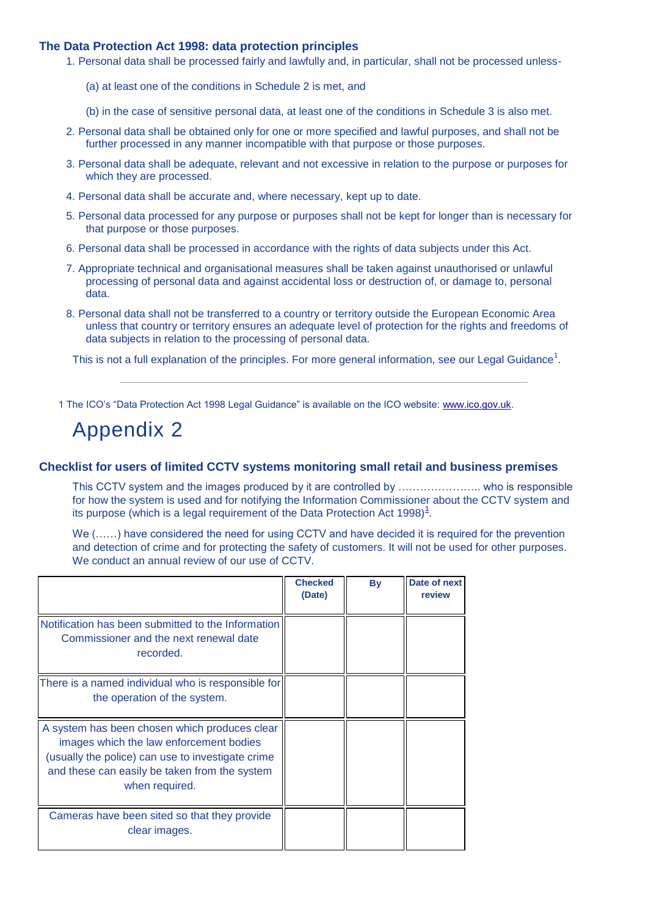### The Data Protection Act 1998: data protection principles

1. Personal data shall be processed fairly and lawfully and, in particular, shall not be processed unless-

   (a) at least one of the conditions in Schedule 2 is met, and

   (b) in the case of sensitive personal data, at least one of the conditions in Schedule 3 is also met.

2. Personal data shall be obtained only for one or more specified and lawful purposes, and shall not be further processed in any manner incompatible with that purpose or those purposes.
3. Personal data shall be adequate, relevant and not excessive in relation to the purpose or purposes for which they are processed.
4. Personal data shall be accurate and, where necessary, kept up to date.
5. Personal data processed for any purpose or purposes shall not be kept for longer than is necessary for that purpose or those purposes.
6. Personal data shall be processed in accordance with the rights of data subjects under this Act.
7. Appropriate technical and organisational measures shall be taken against unauthorised or unlawful processing of personal data and against accidental loss or destruction of, or damage to, personal data.
8. Personal data shall not be transferred to a country or territory outside the European Economic Area unless that country or territory ensures an adequate level of protection for the rights and freedoms of data subjects in relation to the processing of personal data.

This is not a full explanation of the principles. For more general information, see our Legal Guidance[1].

---

1 The ICO's "Data Protection Act 1998 Legal Guidance" is available on the ICO website: www.ico.gov.uk.

# Appendix 2

### Checklist for users of limited CCTV systems monitoring small retail and business premises

This CCTV system and the images produced by it are controlled by ………………….. who is responsible for how the system is used and for notifying the Information Commissioner about the CCTV system and its purpose (which is a legal requirement of the Data Protection Act 1998)[1].

We (……) have considered the need for using CCTV and have decided it is required for the prevention and detection of crime and for protecting the safety of customers. It will not be used for other purposes. We conduct an annual review of our use of CCTV.

| | Checked (Date) | By | Date of next review |
|---|---|---|---|
| Notification has been submitted to the Information Commissioner and the next renewal date recorded. | | | |
| There is a named individual who is responsible for the operation of the system. | | | |
| A system has been chosen which produces clear images which the law enforcement bodies (usually the police) can use to investigate crime and these can easily be taken from the system when required. | | | |
| Cameras have been sited so that they provide clear images. | | | |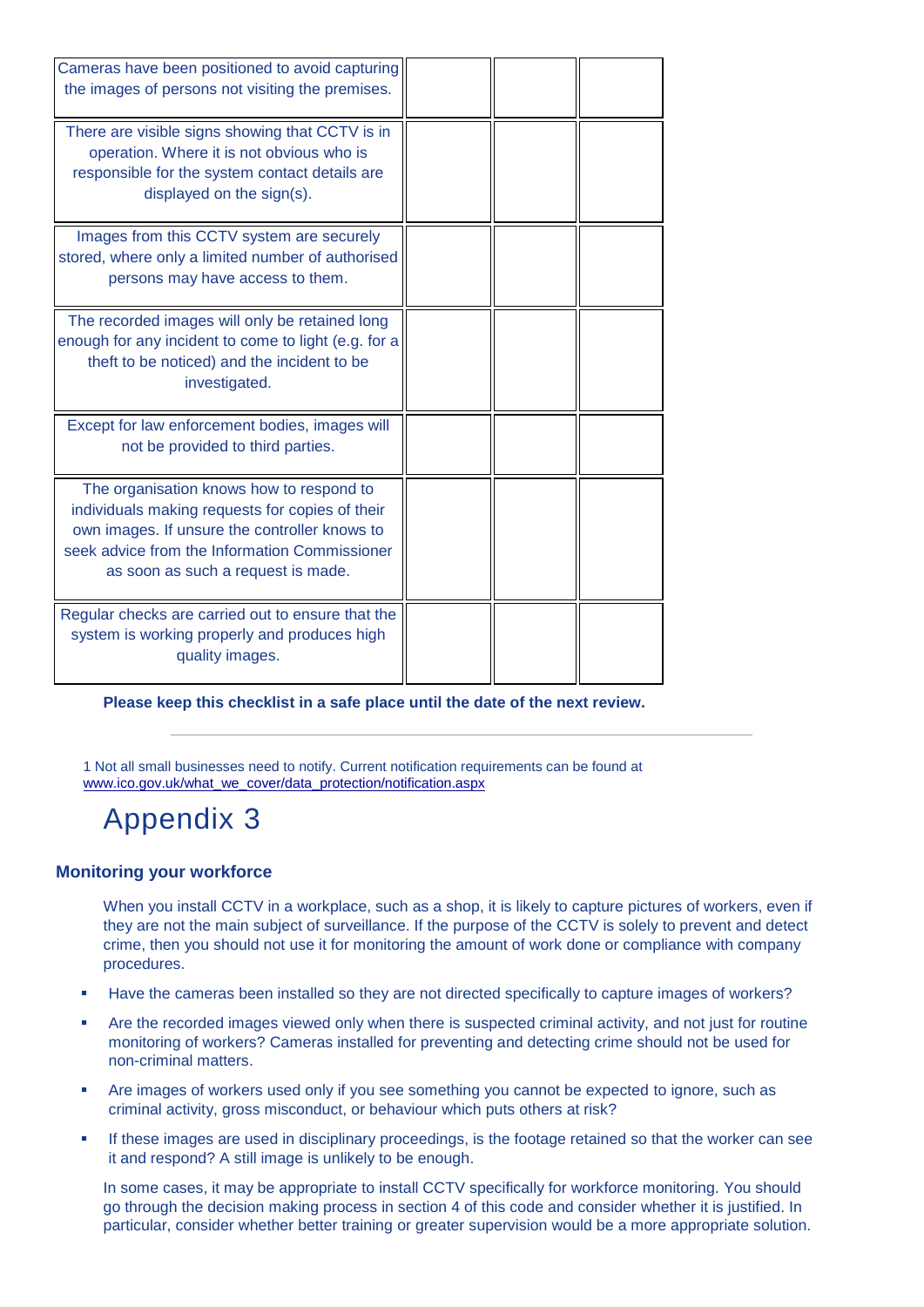| | | | |
|---|---|---|---|
| Cameras have been positioned to avoid capturing the images of persons not visiting the premises. | | | |
| There are visible signs showing that CCTV is in operation. Where it is not obvious who is responsible for the system contact details are displayed on the sign(s). | | | |
| Images from this CCTV system are securely stored, where only a limited number of authorised persons may have access to them. | | | |
| The recorded images will only be retained long enough for any incident to come to light (e.g. for a theft to be noticed) and the incident to be investigated. | | | |
| Except for law enforcement bodies, images will not be provided to third parties. | | | |
| The organisation knows how to respond to individuals making requests for copies of their own images. If unsure the controller knows to seek advice from the Information Commissioner as soon as such a request is made. | | | |
| Regular checks are carried out to ensure that the system is working properly and produces high quality images. | | | |

**Please keep this checklist in a safe place until the date of the next review.**

---

1 Not all small businesses need to notify. Current notification requirements can be found at www.ico.gov.uk/what_we_cover/data_protection/notification.aspx

# Appendix 3

### Monitoring your workforce

When you install CCTV in a workplace, such as a shop, it is likely to capture pictures of workers, even if they are not the main subject of surveillance. If the purpose of the CCTV is solely to prevent and detect crime, then you should not use it for monitoring the amount of work done or compliance with company procedures.

- Have the cameras been installed so they are not directed specifically to capture images of workers?
- Are the recorded images viewed only when there is suspected criminal activity, and not just for routine monitoring of workers? Cameras installed for preventing and detecting crime should not be used for non-criminal matters.
- Are images of workers used only if you see something you cannot be expected to ignore, such as criminal activity, gross misconduct, or behaviour which puts others at risk?
- If these images are used in disciplinary proceedings, is the footage retained so that the worker can see it and respond? A still image is unlikely to be enough.

In some cases, it may be appropriate to install CCTV specifically for workforce monitoring. You should go through the decision making process in section 4 of this code and consider whether it is justified. In particular, consider whether better training or greater supervision would be a more appropriate solution.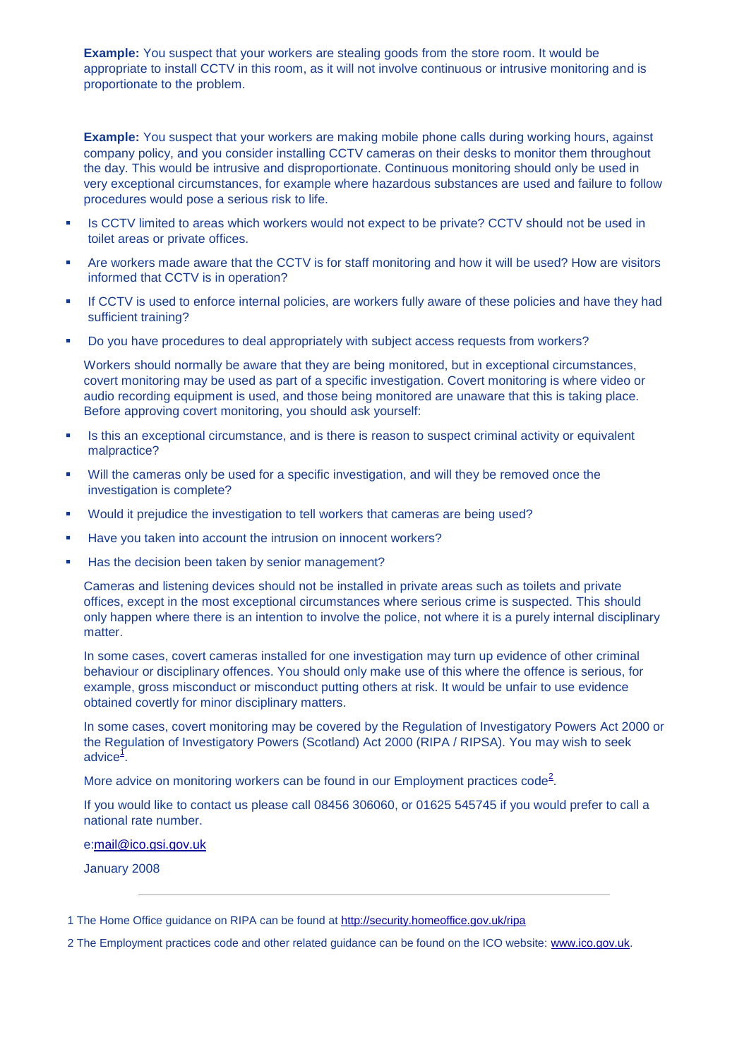**Example:** You suspect that your workers are stealing goods from the store room. It would be appropriate to install CCTV in this room, as it will not involve continuous or intrusive monitoring and is proportionate to the problem.

**Example:** You suspect that your workers are making mobile phone calls during working hours, against company policy, and you consider installing CCTV cameras on their desks to monitor them throughout the day. This would be intrusive and disproportionate. Continuous monitoring should only be used in very exceptional circumstances, for example where hazardous substances are used and failure to follow procedures would pose a serious risk to life.

- Is CCTV limited to areas which workers would not expect to be private? CCTV should not be used in toilet areas or private offices.
- Are workers made aware that the CCTV is for staff monitoring and how it will be used? How are visitors informed that CCTV is in operation?
- If CCTV is used to enforce internal policies, are workers fully aware of these policies and have they had sufficient training?
- Do you have procedures to deal appropriately with subject access requests from workers?

Workers should normally be aware that they are being monitored, but in exceptional circumstances, covert monitoring may be used as part of a specific investigation. Covert monitoring is where video or audio recording equipment is used, and those being monitored are unaware that this is taking place. Before approving covert monitoring, you should ask yourself:

- Is this an exceptional circumstance, and is there is reason to suspect criminal activity or equivalent malpractice?
- Will the cameras only be used for a specific investigation, and will they be removed once the investigation is complete?
- Would it prejudice the investigation to tell workers that cameras are being used?
- Have you taken into account the intrusion on innocent workers?
- Has the decision been taken by senior management?

Cameras and listening devices should not be installed in private areas such as toilets and private offices, except in the most exceptional circumstances where serious crime is suspected. This should only happen where there is an intention to involve the police, not where it is a purely internal disciplinary matter.

In some cases, covert cameras installed for one investigation may turn up evidence of other criminal behaviour or disciplinary offences. You should only make use of this where the offence is serious, for example, gross misconduct or misconduct putting others at risk. It would be unfair to use evidence obtained covertly for minor disciplinary matters.

In some cases, covert monitoring may be covered by the Regulation of Investigatory Powers Act 2000 or the Regulation of Investigatory Powers (Scotland) Act 2000 (RIPA / RIPSA). You may wish to seek advice[1].

More advice on monitoring workers can be found in our Employment practices code[2].

If you would like to contact us please call 08456 306060, or 01625 545745 if you would prefer to call a national rate number.

e:mail@ico.gsi.gov.uk

January 2008

---

1 The Home Office guidance on RIPA can be found at http://security.homeoffice.gov.uk/ripa

2 The Employment practices code and other related guidance can be found on the ICO website: www.ico.gov.uk.